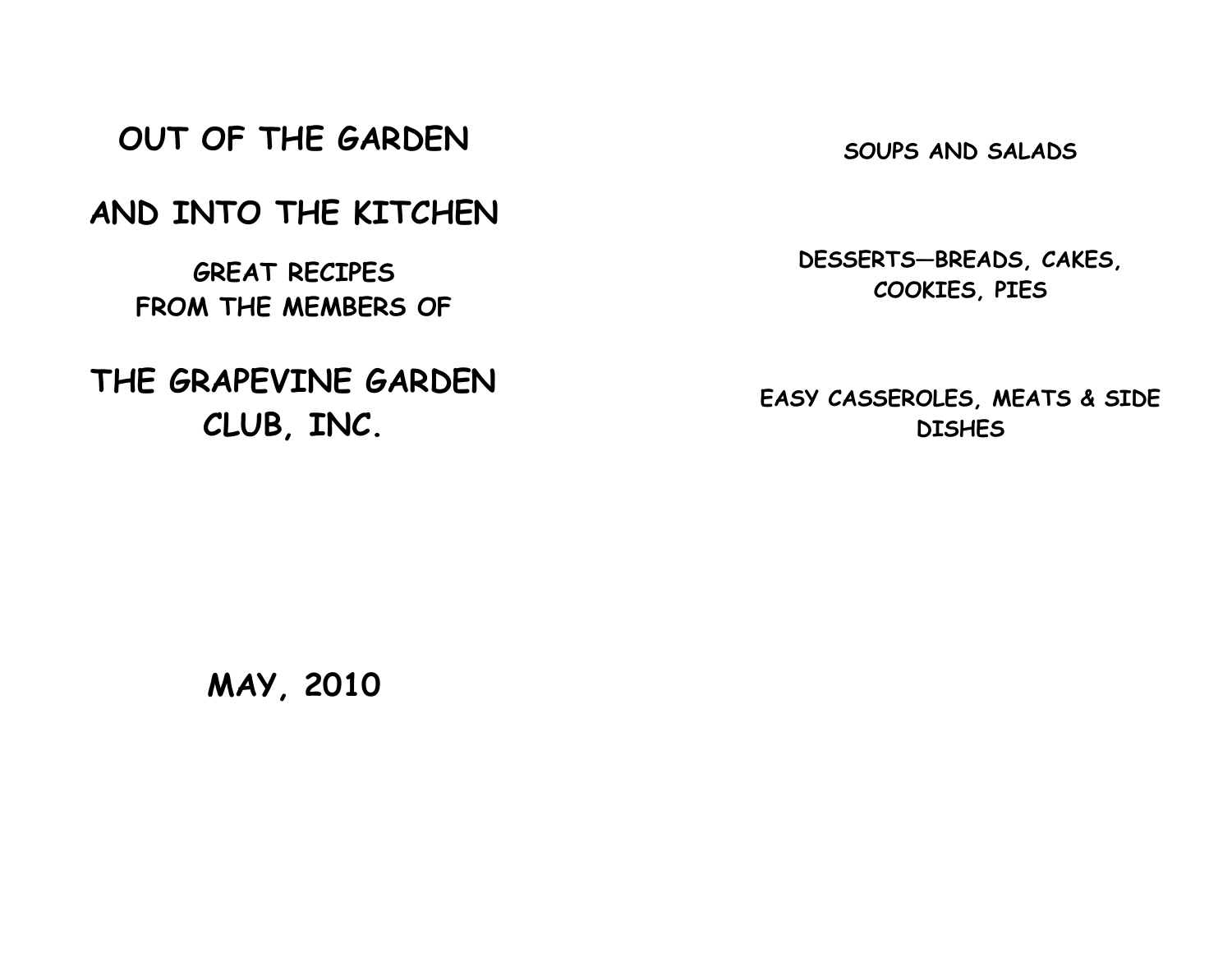# OUT OF THE GARDEN

# AND INTO THE KITCHEN

## GREAT RECIPES FROM THE MEMBERS OF

# THE GRAPEVINE GARDEN CLUB, INC.

## MAY, 2010

**SOUPS AND SALADS**

**DESSERTS—BREADS, CAKES, COOKIES, PIES**

**EASY CASSEROLES, MEATS & SIDE DISHES**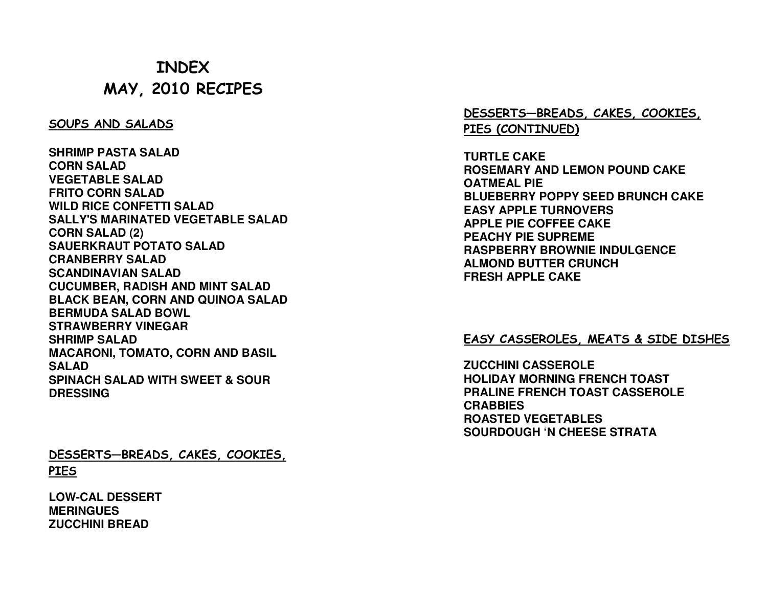# INDEX
# MAY, 2010 RECIPES

## SOUPS AND SALADS

**SHRIMP PASTA SALAD**
**CORN SALAD**
**VEGETABLE SALAD**
**FRITO CORN SALAD**
**WILD RICE CONFETTI SALAD**
**SALLY'S MARINATED VEGETABLE SALAD**
**CORN SALAD (2)**
**SAUERKRAUT POTATO SALAD**
**CRANBERRY SALAD**
**SCANDINAVIAN SALAD**
**CUCUMBER, RADISH AND MINT SALAD**
**BLACK BEAN, CORN AND QUINOA SALAD**
**BERMUDA SALAD BOWL**
**STRAWBERRY VINEGAR**
**SHRIMP SALAD**
**MACARONI, TOMATO, CORN AND BASIL SALAD**
**SPINACH SALAD WITH SWEET & SOUR DRESSING**

## DESSERTS—BREADS, CAKES, COOKIES, PIES

**LOW-CAL DESSERT**
**MERINGUES**
**ZUCCHINI BREAD**

## DESSERTS—BREADS, CAKES, COOKIES, PIES (CONTINUED)

**TURTLE CAKE**
**ROSEMARY AND LEMON POUND CAKE**
**OATMEAL PIE**
**BLUEBERRY POPPY SEED BRUNCH CAKE**
**EASY APPLE TURNOVERS**
**APPLE PIE COFFEE CAKE**
**PEACHY PIE SUPREME**
**RASPBERRY BROWNIE INDULGENCE**
**ALMOND BUTTER CRUNCH**
**FRESH APPLE CAKE**

## EASY CASSEROLES, MEATS & SIDE DISHES

**ZUCCHINI CASSEROLE**
**HOLIDAY MORNING FRENCH TOAST**
**PRALINE FRENCH TOAST CASSEROLE**
**CRABBIES**
**ROASTED VEGETABLES**
**SOURDOUGH 'N CHEESE STRATA**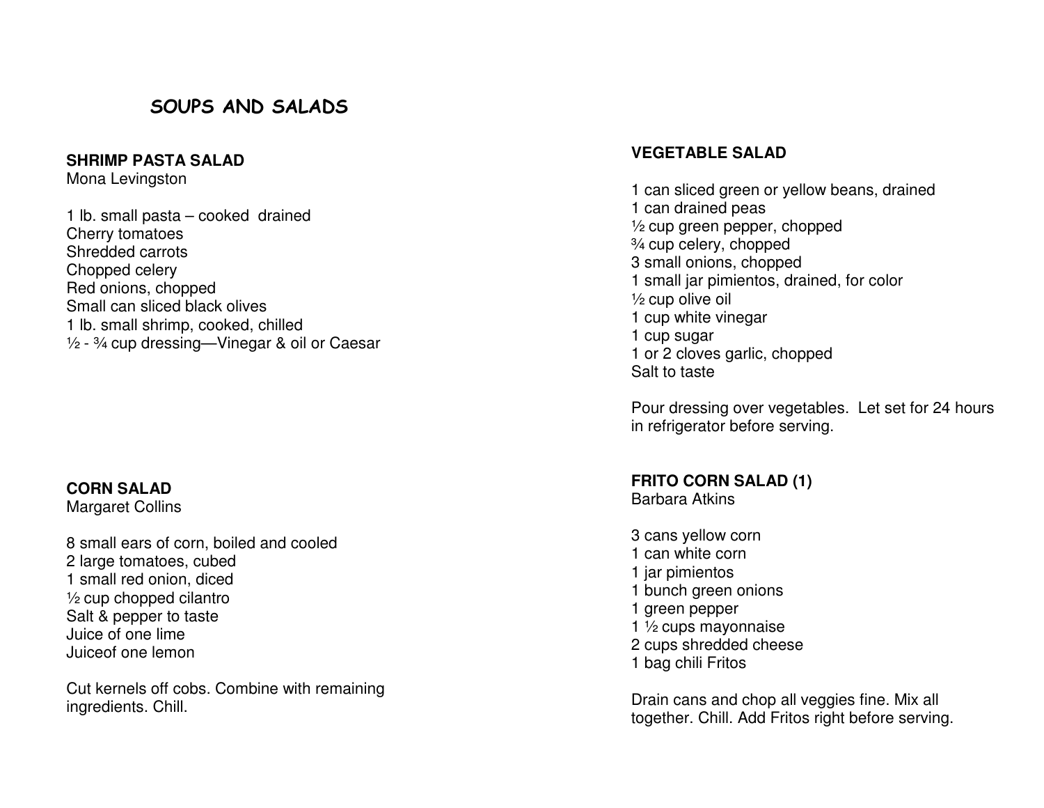# SOUPS AND SALADS

## SHRIMP PASTA SALAD

Mona Levingston

1 lb. small pasta – cooked drained
Cherry tomatoes
Shredded carrots
Chopped celery
Red onions, chopped
Small can sliced black olives
1 lb. small shrimp, cooked, chilled
½ - ¾ cup dressing—Vinegar & oil or Caesar

## CORN SALAD

Margaret Collins

8 small ears of corn, boiled and cooled
2 large tomatoes, cubed
1 small red onion, diced
½ cup chopped cilantro
Salt & pepper to taste
Juice of one lime
Juiceof one lemon

Cut kernels off cobs. Combine with remaining ingredients. Chill.

## VEGETABLE SALAD

1 can sliced green or yellow beans, drained
1 can drained peas
½ cup green pepper, chopped
¾ cup celery, chopped
3 small onions, chopped
1 small jar pimientos, drained, for color
½ cup olive oil
1 cup white vinegar
1 cup sugar
1 or 2 cloves garlic, chopped
Salt to taste

Pour dressing over vegetables. Let set for 24 hours in refrigerator before serving.

## FRITO CORN SALAD (1)

Barbara Atkins

3 cans yellow corn
1 can white corn
1 jar pimientos
1 bunch green onions
1 green pepper
1 ½ cups mayonnaise
2 cups shredded cheese
1 bag chili Fritos

Drain cans and chop all veggies fine. Mix all together. Chill. Add Fritos right before serving.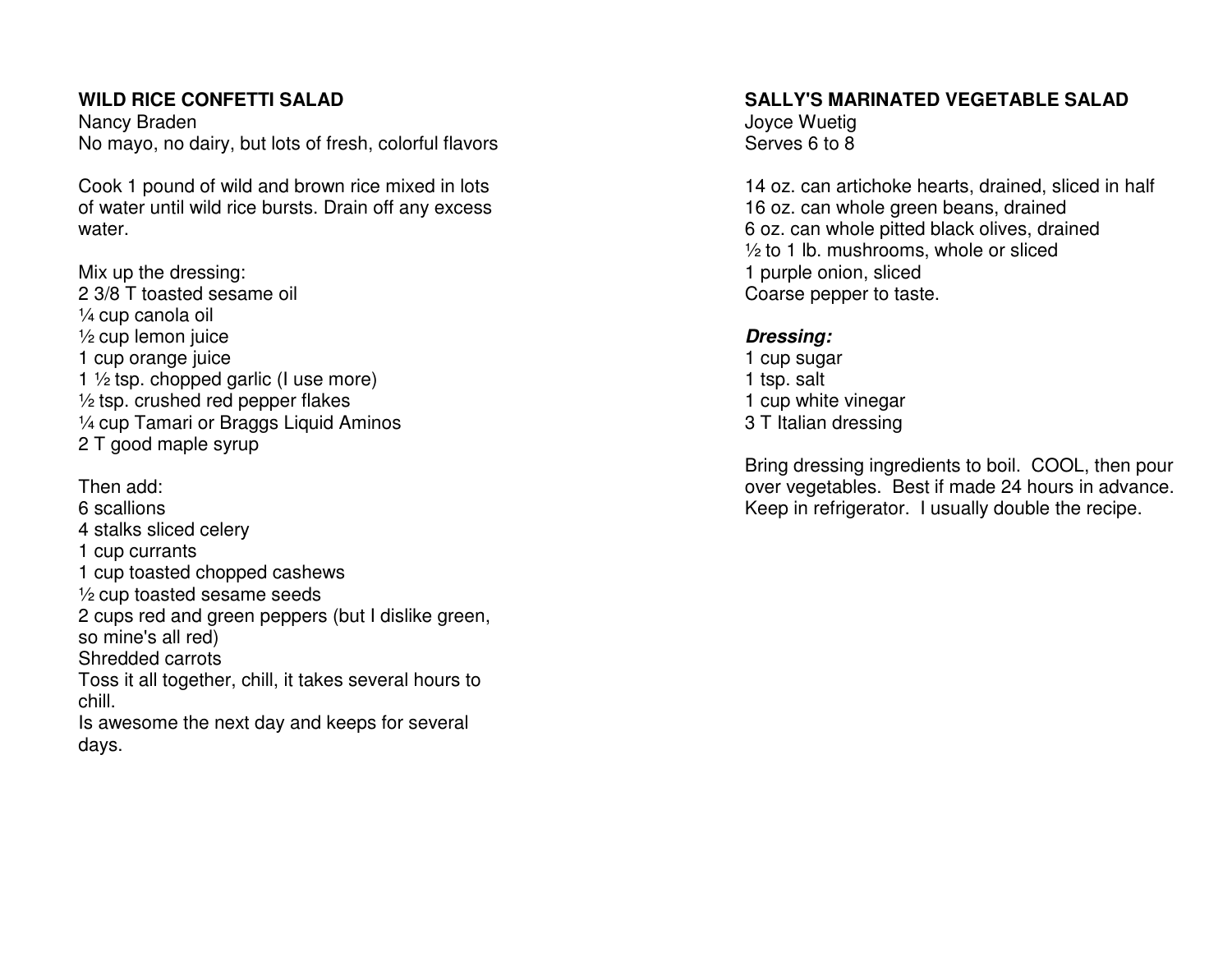## WILD RICE CONFETTI SALAD

Nancy Braden
No mayo, no dairy, but lots of fresh, colorful flavors

Cook 1 pound of wild and brown rice mixed in lots of water until wild rice bursts. Drain off any excess water.

Mix up the dressing:
2 3/8 T toasted sesame oil
¼ cup canola oil
½ cup lemon juice
1 cup orange juice
1 ½ tsp. chopped garlic (I use more)
½ tsp. crushed red pepper flakes
¼ cup Tamari or Braggs Liquid Aminos
2 T good maple syrup

Then add:
6 scallions
4 stalks sliced celery
1 cup currants
1 cup toasted chopped cashews
½ cup toasted sesame seeds
2 cups red and green peppers (but I dislike green, so mine's all red)
Shredded carrots
Toss it all together, chill, it takes several hours to chill.
Is awesome the next day and keeps for several days.

## SALLY'S MARINATED VEGETABLE SALAD

Joyce Wuetig
Serves 6 to 8

14 oz. can artichoke hearts, drained, sliced in half
16 oz. can whole green beans, drained
6 oz. can whole pitted black olives, drained
½ to 1 lb. mushrooms, whole or sliced
1 purple onion, sliced
Coarse pepper to taste.

***Dressing:***
1 cup sugar
1 tsp. salt
1 cup white vinegar
3 T Italian dressing

Bring dressing ingredients to boil. COOL, then pour over vegetables. Best if made 24 hours in advance. Keep in refrigerator. I usually double the recipe.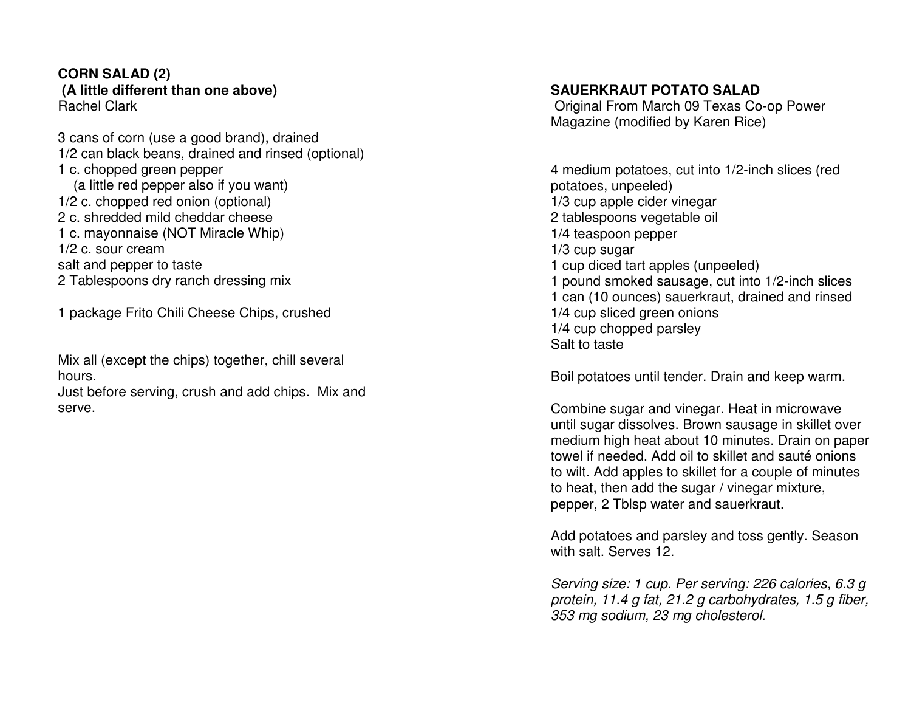**CORN SALAD (2)**
**(A little different than one above)**
Rachel Clark

3 cans of corn (use a good brand), drained
1/2 can black beans, drained and rinsed (optional)
1 c. chopped green pepper
(a little red pepper also if you want)
1/2 c. chopped red onion (optional)
2 c. shredded mild cheddar cheese
1 c. mayonnaise (NOT Miracle Whip)
1/2 c. sour cream
salt and pepper to taste
2 Tablespoons dry ranch dressing mix

1 package Frito Chili Cheese Chips, crushed

Mix all (except the chips) together, chill several hours.
Just before serving, crush and add chips. Mix and serve.

**SAUERKRAUT POTATO SALAD**
Original From March 09 Texas Co-op Power Magazine (modified by Karen Rice)

4 medium potatoes, cut into 1/2-inch slices (red potatoes, unpeeled)
1/3 cup apple cider vinegar
2 tablespoons vegetable oil
1/4 teaspoon pepper
1/3 cup sugar
1 cup diced tart apples (unpeeled)
1 pound smoked sausage, cut into 1/2-inch slices
1 can (10 ounces) sauerkraut, drained and rinsed
1/4 cup sliced green onions
1/4 cup chopped parsley
Salt to taste

Boil potatoes until tender. Drain and keep warm.

Combine sugar and vinegar. Heat in microwave until sugar dissolves. Brown sausage in skillet over medium high heat about 10 minutes. Drain on paper towel if needed. Add oil to skillet and sauté onions to wilt. Add apples to skillet for a couple of minutes to heat, then add the sugar / vinegar mixture, pepper, 2 Tblsp water and sauerkraut.

Add potatoes and parsley and toss gently. Season with salt. Serves 12.

*Serving size: 1 cup. Per serving: 226 calories, 6.3 g protein, 11.4 g fat, 21.2 g carbohydrates, 1.5 g fiber, 353 mg sodium, 23 mg cholesterol.*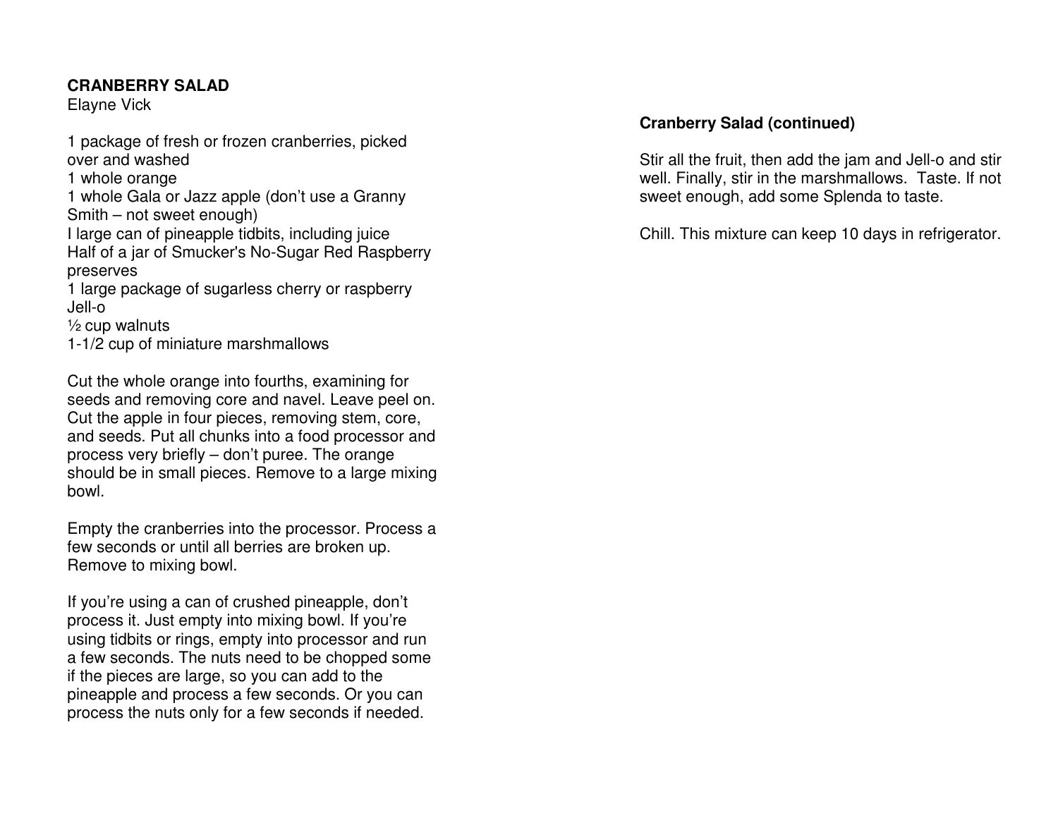## CRANBERRY SALAD

Elayne Vick

1 package of fresh or frozen cranberries, picked over and washed
1 whole orange
1 whole Gala or Jazz apple (don't use a Granny Smith – not sweet enough)
I large can of pineapple tidbits, including juice
Half of a jar of Smucker's No-Sugar Red Raspberry preserves
1 large package of sugarless cherry or raspberry Jell-o
½ cup walnuts
1-1/2 cup of miniature marshmallows

Cut the whole orange into fourths, examining for seeds and removing core and navel. Leave peel on. Cut the apple in four pieces, removing stem, core, and seeds. Put all chunks into a food processor and process very briefly – don't puree. The orange should be in small pieces. Remove to a large mixing bowl.

Empty the cranberries into the processor. Process a few seconds or until all berries are broken up. Remove to mixing bowl.

If you're using a can of crushed pineapple, don't process it. Just empty into mixing bowl. If you're using tidbits or rings, empty into processor and run a few seconds. The nuts need to be chopped some if the pieces are large, so you can add to the pineapple and process a few seconds. Or you can process the nuts only for a few seconds if needed.

**Cranberry Salad (continued)**

Stir all the fruit, then add the jam and Jell-o and stir well. Finally, stir in the marshmallows. Taste. If not sweet enough, add some Splenda to taste.

Chill. This mixture can keep 10 days in refrigerator.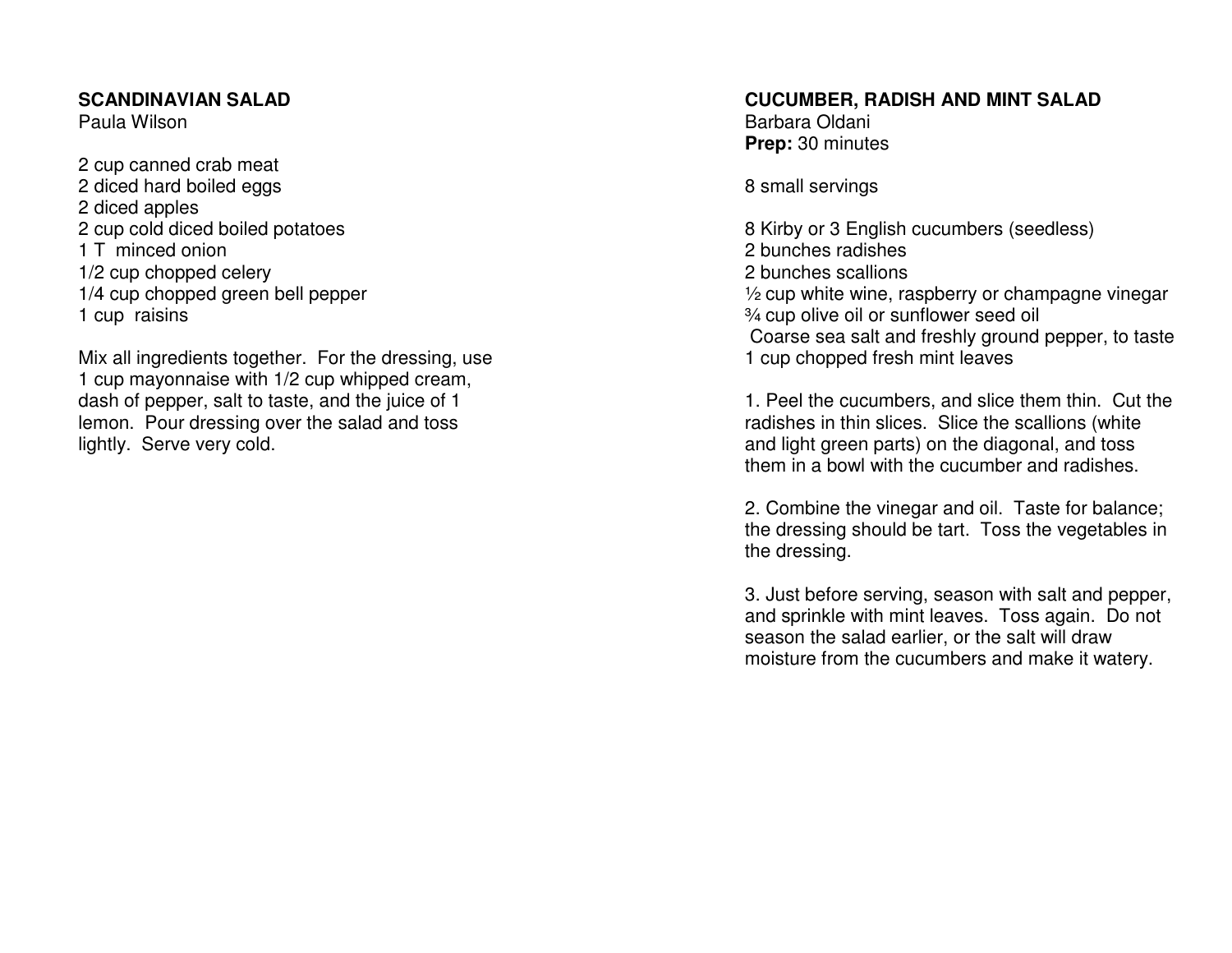## SCANDINAVIAN SALAD

Paula Wilson

2 cup canned crab meat
2 diced hard boiled eggs
2 diced apples
2 cup cold diced boiled potatoes
1 T minced onion
1/2 cup chopped celery
1/4 cup chopped green bell pepper
1 cup raisins

Mix all ingredients together. For the dressing, use 1 cup mayonnaise with 1/2 cup whipped cream, dash of pepper, salt to taste, and the juice of 1 lemon. Pour dressing over the salad and toss lightly. Serve very cold.

## CUCUMBER, RADISH AND MINT SALAD

Barbara Oldani
**Prep:** 30 minutes

8 small servings

8 Kirby or 3 English cucumbers (seedless)
2 bunches radishes
2 bunches scallions
½ cup white wine, raspberry or champagne vinegar
¾ cup olive oil or sunflower seed oil
Coarse sea salt and freshly ground pepper, to taste
1 cup chopped fresh mint leaves

1. Peel the cucumbers, and slice them thin. Cut the radishes in thin slices. Slice the scallions (white and light green parts) on the diagonal, and toss them in a bowl with the cucumber and radishes.

2. Combine the vinegar and oil. Taste for balance; the dressing should be tart. Toss the vegetables in the dressing.

3. Just before serving, season with salt and pepper, and sprinkle with mint leaves. Toss again. Do not season the salad earlier, or the salt will draw moisture from the cucumbers and make it watery.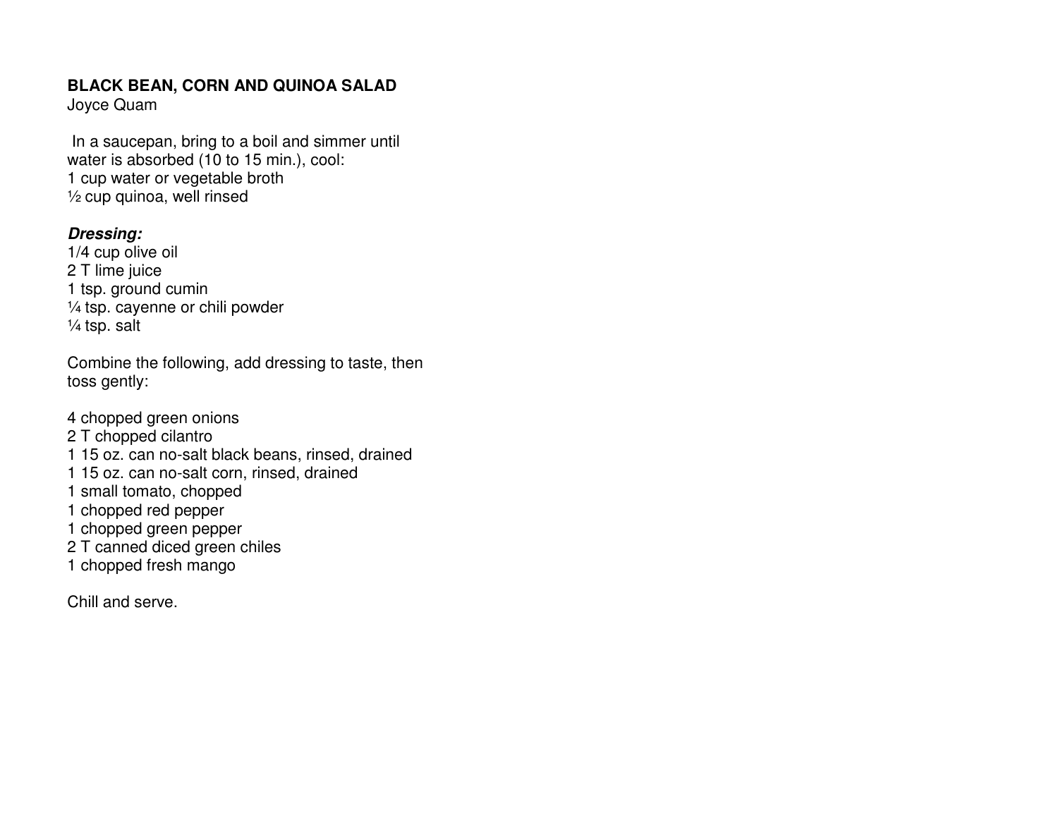## BLACK BEAN, CORN AND QUINOA SALAD

Joyce Quam

In a saucepan, bring to a boil and simmer until water is absorbed (10 to 15 min.), cool:
1 cup water or vegetable broth
½ cup quinoa, well rinsed

***Dressing:***
1/4 cup olive oil
2 T lime juice
1 tsp. ground cumin
¼ tsp. cayenne or chili powder
¼ tsp. salt

Combine the following, add dressing to taste, then toss gently:

4 chopped green onions
2 T chopped cilantro
1 15 oz. can no-salt black beans, rinsed, drained
1 15 oz. can no-salt corn, rinsed, drained
1 small tomato, chopped
1 chopped red pepper
1 chopped green pepper
2 T canned diced green chiles
1 chopped fresh mango

Chill and serve.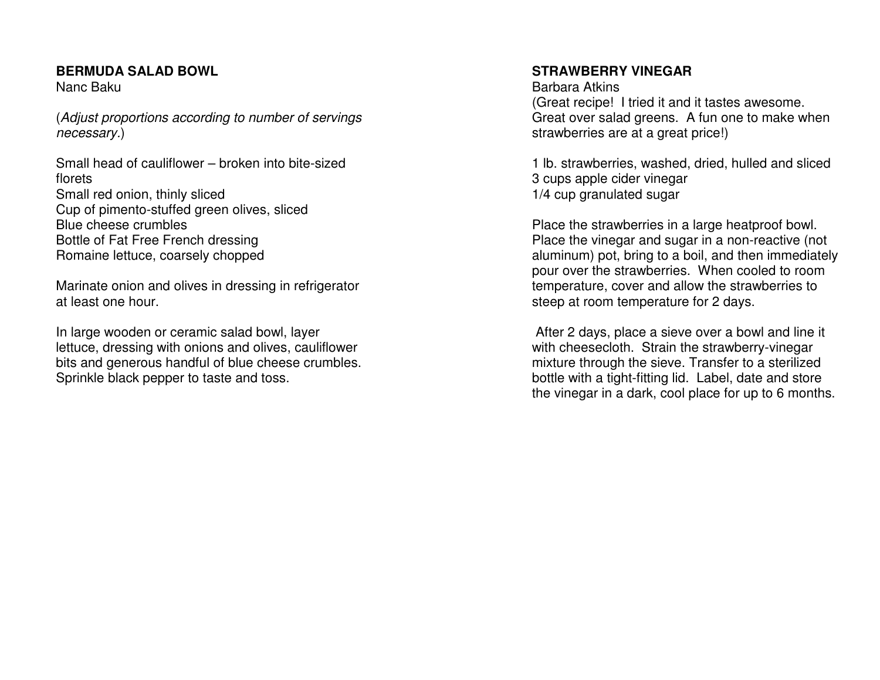## BERMUDA SALAD BOWL

Nanc Baku

(*Adjust proportions according to number of servings necessary.*)

Small head of cauliflower – broken into bite-sized florets
Small red onion, thinly sliced
Cup of pimento-stuffed green olives, sliced
Blue cheese crumbles
Bottle of Fat Free French dressing
Romaine lettuce, coarsely chopped

Marinate onion and olives in dressing in refrigerator at least one hour.

In large wooden or ceramic salad bowl, layer lettuce, dressing with onions and olives, cauliflower bits and generous handful of blue cheese crumbles. Sprinkle black pepper to taste and toss.

## STRAWBERRY VINEGAR

Barbara Atkins

(Great recipe! I tried it and it tastes awesome. Great over salad greens. A fun one to make when strawberries are at a great price!)

1 lb. strawberries, washed, dried, hulled and sliced
3 cups apple cider vinegar
1/4 cup granulated sugar

Place the strawberries in a large heatproof bowl. Place the vinegar and sugar in a non-reactive (not aluminum) pot, bring to a boil, and then immediately pour over the strawberries. When cooled to room temperature, cover and allow the strawberries to steep at room temperature for 2 days.

After 2 days, place a sieve over a bowl and line it with cheesecloth. Strain the strawberry-vinegar mixture through the sieve. Transfer to a sterilized bottle with a tight-fitting lid. Label, date and store the vinegar in a dark, cool place for up to 6 months.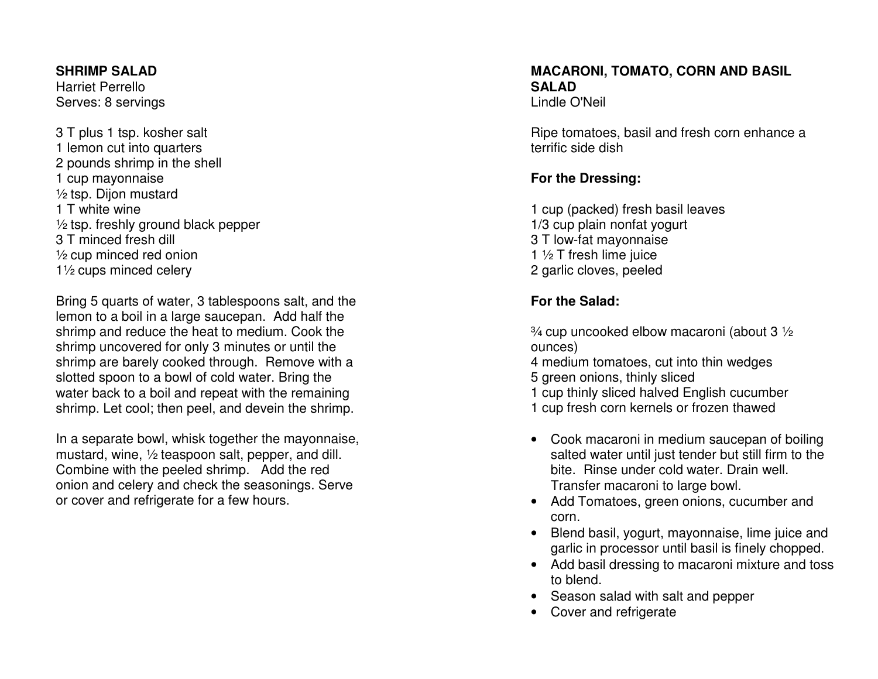**SHRIMP SALAD**
Harriet Perrello
Serves: 8 servings

3 T plus 1 tsp. kosher salt
1 lemon cut into quarters
2 pounds shrimp in the shell
1 cup mayonnaise
½ tsp. Dijon mustard
1 T white wine
½ tsp. freshly ground black pepper
3 T minced fresh dill
½ cup minced red onion
1½ cups minced celery

Bring 5 quarts of water, 3 tablespoons salt, and the lemon to a boil in a large saucepan. Add half the shrimp and reduce the heat to medium. Cook the shrimp uncovered for only 3 minutes or until the shrimp are barely cooked through. Remove with a slotted spoon to a bowl of cold water. Bring the water back to a boil and repeat with the remaining shrimp. Let cool; then peel, and devein the shrimp.

In a separate bowl, whisk together the mayonnaise, mustard, wine, ½ teaspoon salt, pepper, and dill. Combine with the peeled shrimp. Add the red onion and celery and check the seasonings. Serve or cover and refrigerate for a few hours.

**MACARONI, TOMATO, CORN AND BASIL SALAD**
Lindle O'Neil

Ripe tomatoes, basil and fresh corn enhance a terrific side dish

**For the Dressing:**

1 cup (packed) fresh basil leaves
1/3 cup plain nonfat yogurt
3 T low-fat mayonnaise
1 ½ T fresh lime juice
2 garlic cloves, peeled

**For the Salad:**

¾ cup uncooked elbow macaroni (about 3 ½ ounces)
4 medium tomatoes, cut into thin wedges
5 green onions, thinly sliced
1 cup thinly sliced halved English cucumber
1 cup fresh corn kernels or frozen thawed

- Cook macaroni in medium saucepan of boiling salted water until just tender but still firm to the bite. Rinse under cold water. Drain well. Transfer macaroni to large bowl.
- Add Tomatoes, green onions, cucumber and corn.
- Blend basil, yogurt, mayonnaise, lime juice and garlic in processor until basil is finely chopped.
- Add basil dressing to macaroni mixture and toss to blend.
- Season salad with salt and pepper
- Cover and refrigerate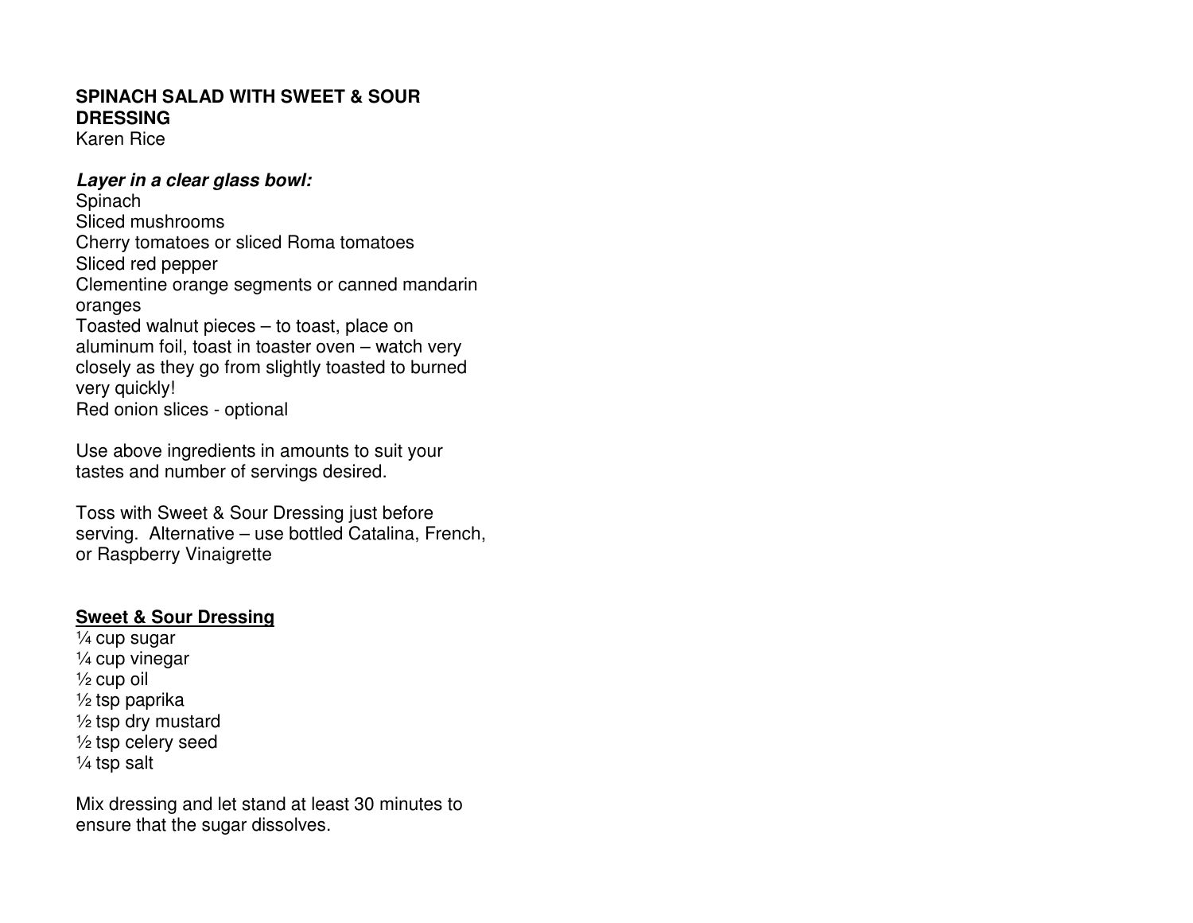# SPINACH SALAD WITH SWEET & SOUR DRESSING

Karen Rice

***Layer in a clear glass bowl:***

Spinach
Sliced mushrooms
Cherry tomatoes or sliced Roma tomatoes
Sliced red pepper
Clementine orange segments or canned mandarin oranges
Toasted walnut pieces – to toast, place on aluminum foil, toast in toaster oven – watch very closely as they go from slightly toasted to burned very quickly!
Red onion slices - optional

Use above ingredients in amounts to suit your tastes and number of servings desired.

Toss with Sweet & Sour Dressing just before serving. Alternative – use bottled Catalina, French, or Raspberry Vinaigrette

## <u>Sweet & Sour Dressing</u>

¼ cup sugar
¼ cup vinegar
½ cup oil
½ tsp paprika
½ tsp dry mustard
½ tsp celery seed
¼ tsp salt

Mix dressing and let stand at least 30 minutes to ensure that the sugar dissolves.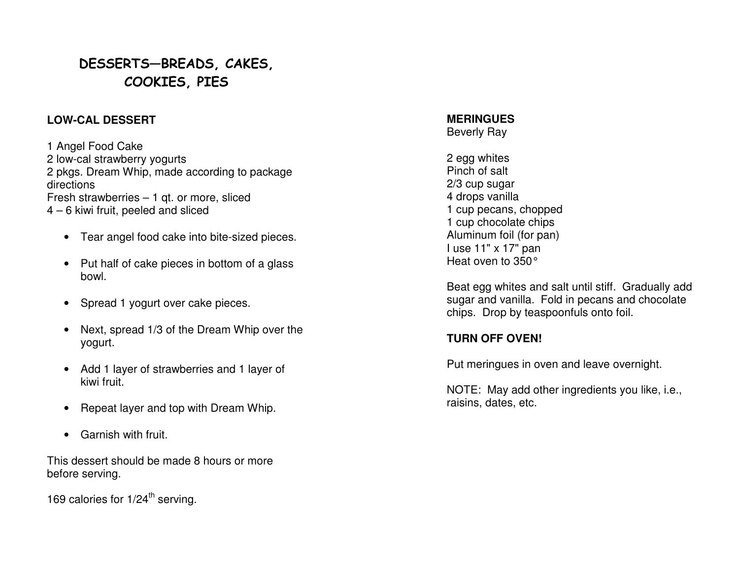# DESSERTS—BREADS, CAKES, COOKIES, PIES

## LOW-CAL DESSERT

1 Angel Food Cake
2 low-cal strawberry yogurts
2 pkgs. Dream Whip, made according to package directions
Fresh strawberries – 1 qt. or more, sliced
4 – 6 kiwi fruit, peeled and sliced

- Tear angel food cake into bite-sized pieces.
- Put half of cake pieces in bottom of a glass bowl.
- Spread 1 yogurt over cake pieces.
- Next, spread 1/3 of the Dream Whip over the yogurt.
- Add 1 layer of strawberries and 1 layer of kiwi fruit.
- Repeat layer and top with Dream Whip.
- Garnish with fruit.

This dessert should be made 8 hours or more before serving.

169 calories for 1/24th serving.

## MERINGUES
Beverly Ray

2 egg whites
Pinch of salt
2/3 cup sugar
4 drops vanilla
1 cup pecans, chopped
1 cup chocolate chips
Aluminum foil (for pan)
I use 11" x 17" pan
Heat oven to 350°

Beat egg whites and salt until stiff. Gradually add sugar and vanilla. Fold in pecans and chocolate chips. Drop by teaspoonfuls onto foil.

**TURN OFF OVEN!**

Put meringues in oven and leave overnight.

NOTE: May add other ingredients you like, i.e., raisins, dates, etc.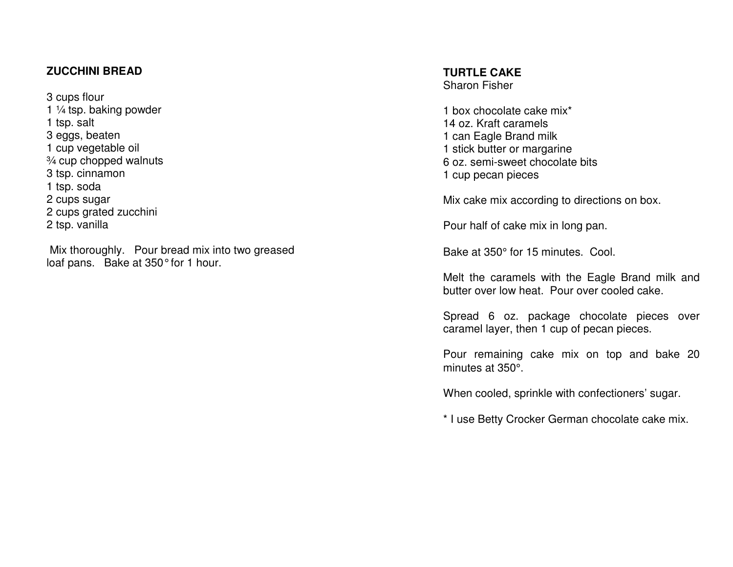## ZUCCHINI BREAD

3 cups flour
1 ¼ tsp. baking powder
1 tsp. salt
3 eggs, beaten
1 cup vegetable oil
¾ cup chopped walnuts
3 tsp. cinnamon
1 tsp. soda
2 cups sugar
2 cups grated zucchini
2 tsp. vanilla

Mix thoroughly. Pour bread mix into two greased loaf pans. Bake at 350° for 1 hour.

## TURTLE CAKE

Sharon Fisher

1 box chocolate cake mix*
14 oz. Kraft caramels
1 can Eagle Brand milk
1 stick butter or margarine
6 oz. semi-sweet chocolate bits
1 cup pecan pieces

Mix cake mix according to directions on box.

Pour half of cake mix in long pan.

Bake at 350° for 15 minutes. Cool.

Melt the caramels with the Eagle Brand milk and butter over low heat. Pour over cooled cake.

Spread 6 oz. package chocolate pieces over caramel layer, then 1 cup of pecan pieces.

Pour remaining cake mix on top and bake 20 minutes at 350°.

When cooled, sprinkle with confectioners' sugar.

* I use Betty Crocker German chocolate cake mix.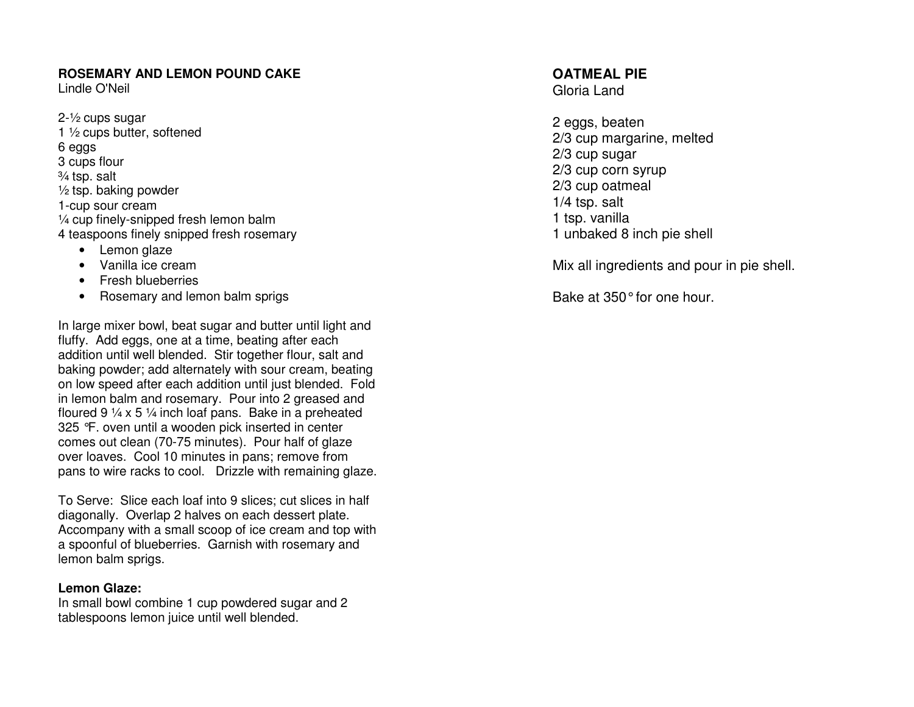**ROSEMARY AND LEMON POUND CAKE**
Lindle O'Neil

2-½ cups sugar
1 ½ cups butter, softened
6 eggs
3 cups flour
¾ tsp. salt
½ tsp. baking powder
1-cup sour cream
¼ cup finely-snipped fresh lemon balm
4 teaspoons finely snipped fresh rosemary

- Lemon glaze
- Vanilla ice cream
- Fresh blueberries
- Rosemary and lemon balm sprigs

In large mixer bowl, beat sugar and butter until light and fluffy. Add eggs, one at a time, beating after each addition until well blended. Stir together flour, salt and baking powder; add alternately with sour cream, beating on low speed after each addition until just blended. Fold in lemon balm and rosemary. Pour into 2 greased and floured 9 ¼ x 5 ¼ inch loaf pans. Bake in a preheated 325 °F. oven until a wooden pick inserted in center comes out clean (70-75 minutes). Pour half of glaze over loaves. Cool 10 minutes in pans; remove from pans to wire racks to cool. Drizzle with remaining glaze.

To Serve: Slice each loaf into 9 slices; cut slices in half diagonally. Overlap 2 halves on each dessert plate. Accompany with a small scoop of ice cream and top with a spoonful of blueberries. Garnish with rosemary and lemon balm sprigs.

**Lemon Glaze:**
In small bowl combine 1 cup powdered sugar and 2 tablespoons lemon juice until well blended.

**OATMEAL PIE**
Gloria Land

2 eggs, beaten
2/3 cup margarine, melted
2/3 cup sugar
2/3 cup corn syrup
2/3 cup oatmeal
1/4 tsp. salt
1 tsp. vanilla
1 unbaked 8 inch pie shell

Mix all ingredients and pour in pie shell.

Bake at 350° for one hour.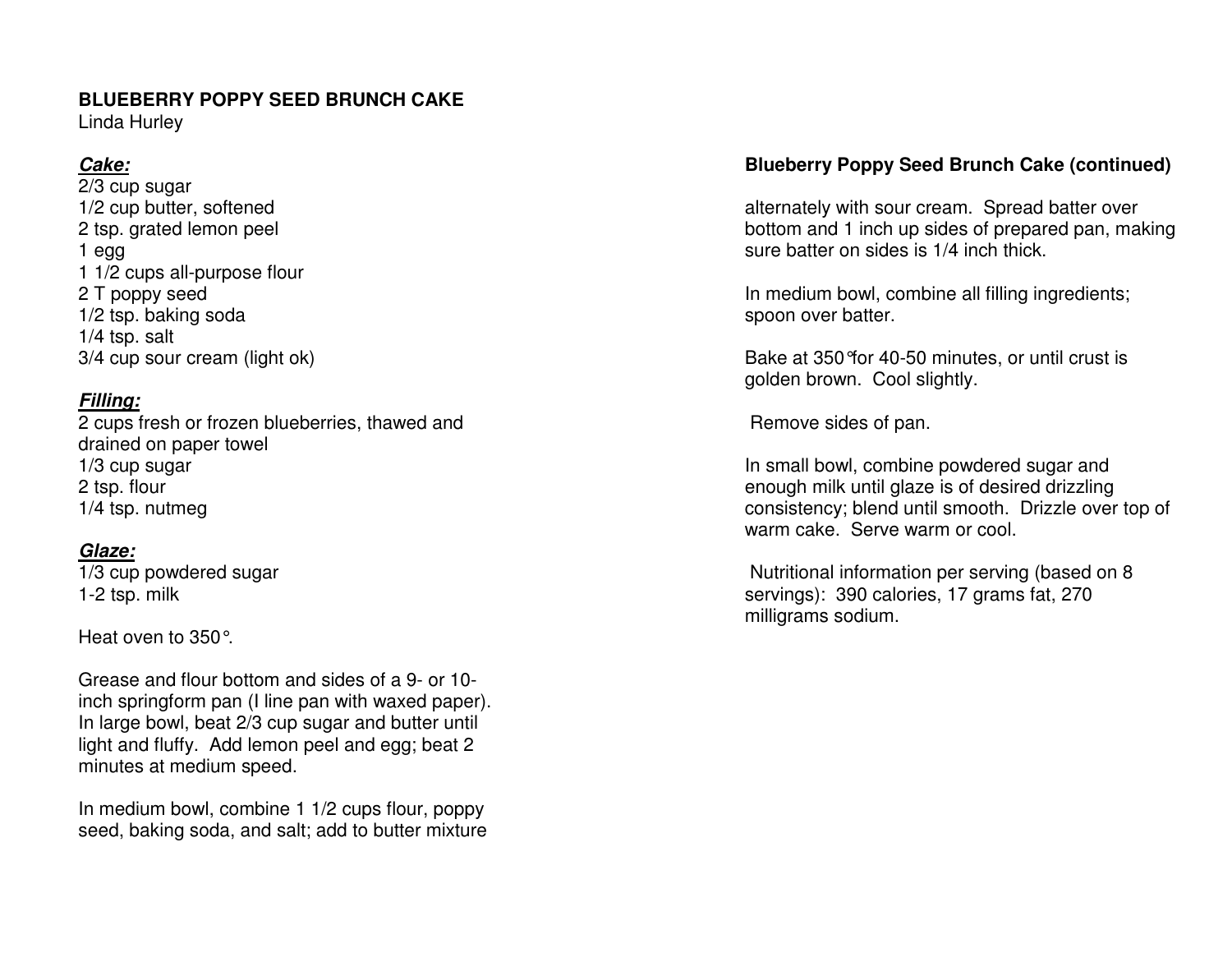**BLUEBERRY POPPY SEED BRUNCH CAKE**
Linda Hurley

***Cake:***
2/3 cup sugar
1/2 cup butter, softened
2 tsp. grated lemon peel
1 egg
1 1/2 cups all-purpose flour
2 T poppy seed
1/2 tsp. baking soda
1/4 tsp. salt
3/4 cup sour cream (light ok)

***Filling:***
2 cups fresh or frozen blueberries, thawed and drained on paper towel
1/3 cup sugar
2 tsp. flour
1/4 tsp. nutmeg

***Glaze:***
1/3 cup powdered sugar
1-2 tsp. milk

Heat oven to 350°.

Grease and flour bottom and sides of a 9- or 10-inch springform pan (I line pan with waxed paper). In large bowl, beat 2/3 cup sugar and butter until light and fluffy. Add lemon peel and egg; beat 2 minutes at medium speed.

In medium bowl, combine 1 1/2 cups flour, poppy seed, baking soda, and salt; add to butter mixture

**Blueberry Poppy Seed Brunch Cake (continued)**

alternately with sour cream. Spread batter over bottom and 1 inch up sides of prepared pan, making sure batter on sides is 1/4 inch thick.

In medium bowl, combine all filling ingredients; spoon over batter.

Bake at 350°for 40-50 minutes, or until crust is golden brown. Cool slightly.

Remove sides of pan.

In small bowl, combine powdered sugar and enough milk until glaze is of desired drizzling consistency; blend until smooth. Drizzle over top of warm cake. Serve warm or cool.

Nutritional information per serving (based on 8 servings): 390 calories, 17 grams fat, 270 milligrams sodium.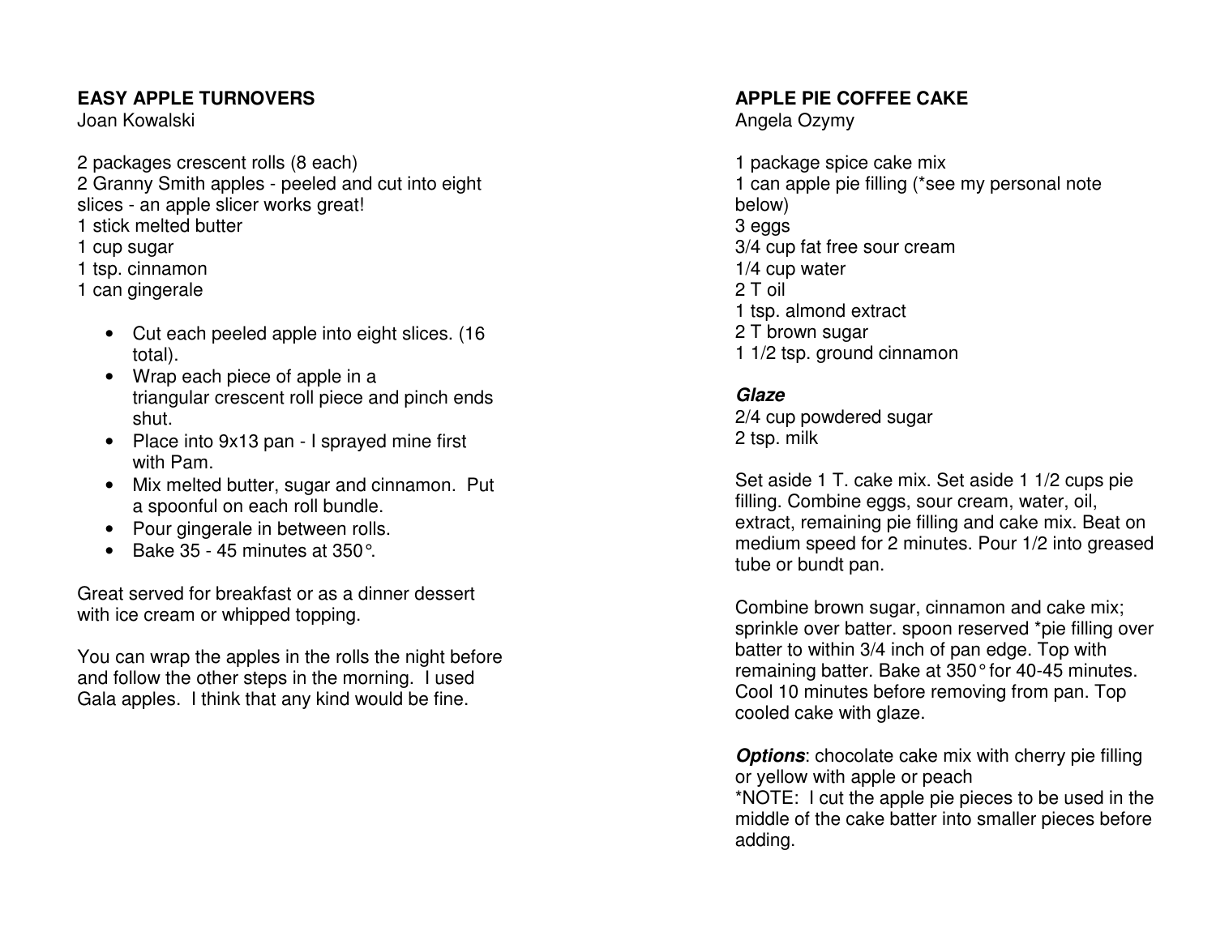## EASY APPLE TURNOVERS

Joan Kowalski

2 packages crescent rolls (8 each)
2 Granny Smith apples - peeled and cut into eight slices - an apple slicer works great!
1 stick melted butter
1 cup sugar
1 tsp. cinnamon
1 can gingerale

- Cut each peeled apple into eight slices. (16 total).
- Wrap each piece of apple in a triangular crescent roll piece and pinch ends shut.
- Place into 9x13 pan - I sprayed mine first with Pam.
- Mix melted butter, sugar and cinnamon. Put a spoonful on each roll bundle.
- Pour gingerale in between rolls.
- Bake 35 - 45 minutes at 350°.

Great served for breakfast or as a dinner dessert with ice cream or whipped topping.

You can wrap the apples in the rolls the night before and follow the other steps in the morning. I used Gala apples. I think that any kind would be fine.

## APPLE PIE COFFEE CAKE

Angela Ozymy

1 package spice cake mix
1 can apple pie filling (*see my personal note below)
3 eggs
3/4 cup fat free sour cream
1/4 cup water
2 T oil
1 tsp. almond extract
2 T brown sugar
1 1/2 tsp. ground cinnamon

***Glaze***

2/4 cup powdered sugar
2 tsp. milk

Set aside 1 T. cake mix. Set aside 1 1/2 cups pie filling. Combine eggs, sour cream, water, oil, extract, remaining pie filling and cake mix. Beat on medium speed for 2 minutes. Pour 1/2 into greased tube or bundt pan.

Combine brown sugar, cinnamon and cake mix; sprinkle over batter. spoon reserved *pie filling over batter to within 3/4 inch of pan edge. Top with remaining batter. Bake at 350° for 40-45 minutes. Cool 10 minutes before removing from pan. Top cooled cake with glaze.

***Options***: chocolate cake mix with cherry pie filling or yellow with apple or peach
*NOTE: I cut the apple pie pieces to be used in the middle of the cake batter into smaller pieces before adding.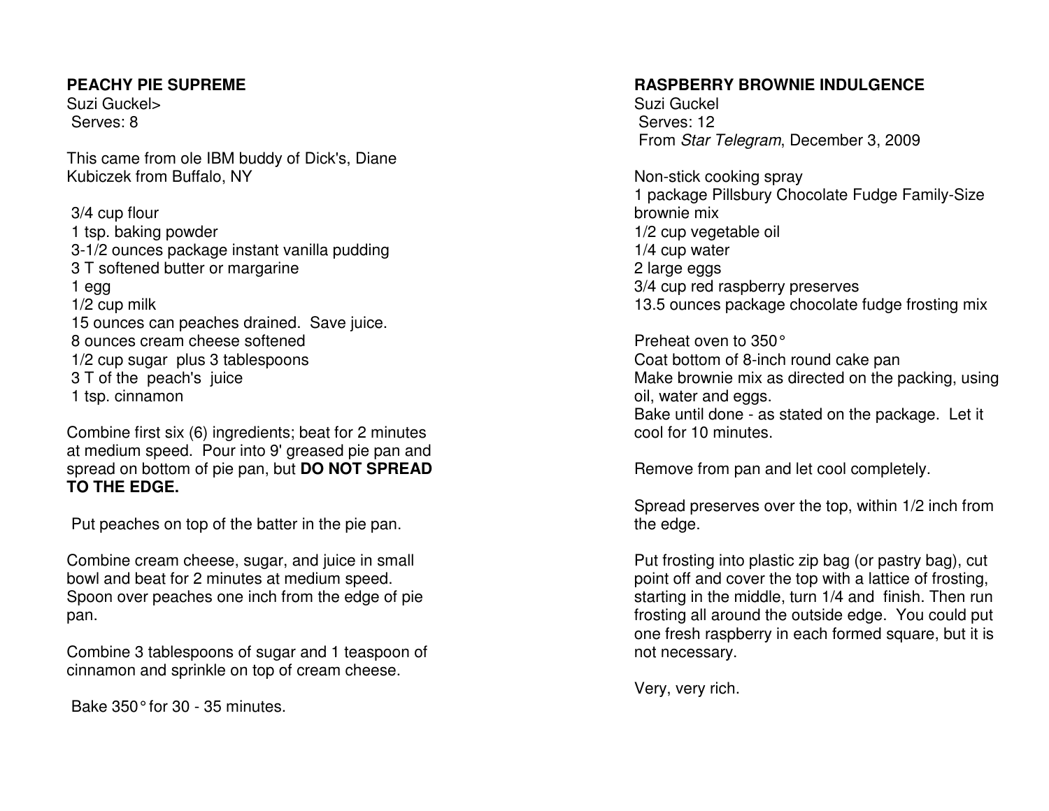## PEACHY PIE SUPREME

Suzi Guckel>
Serves: 8

This came from ole IBM buddy of Dick's, Diane Kubiczek from Buffalo, NY

3/4 cup flour
1 tsp. baking powder
3-1/2 ounces package instant vanilla pudding
3 T softened butter or margarine
1 egg
1/2 cup milk
15 ounces can peaches drained. Save juice.
8 ounces cream cheese softened
1/2 cup sugar plus 3 tablespoons
3 T of the peach's juice
1 tsp. cinnamon

Combine first six (6) ingredients; beat for 2 minutes at medium speed. Pour into 9' greased pie pan and spread on bottom of pie pan, but **DO NOT SPREAD TO THE EDGE.**

Put peaches on top of the batter in the pie pan.

Combine cream cheese, sugar, and juice in small bowl and beat for 2 minutes at medium speed. Spoon over peaches one inch from the edge of pie pan.

Combine 3 tablespoons of sugar and 1 teaspoon of cinnamon and sprinkle on top of cream cheese.

Bake 350° for 30 - 35 minutes.

## RASPBERRY BROWNIE INDULGENCE

Suzi Guckel
Serves: 12
From *Star Telegram*, December 3, 2009

Non-stick cooking spray
1 package Pillsbury Chocolate Fudge Family-Size brownie mix
1/2 cup vegetable oil
1/4 cup water
2 large eggs
3/4 cup red raspberry preserves
13.5 ounces package chocolate fudge frosting mix

Preheat oven to 350°
Coat bottom of 8-inch round cake pan
Make brownie mix as directed on the packing, using oil, water and eggs.
Bake until done - as stated on the package. Let it cool for 10 minutes.

Remove from pan and let cool completely.

Spread preserves over the top, within 1/2 inch from the edge.

Put frosting into plastic zip bag (or pastry bag), cut point off and cover the top with a lattice of frosting, starting in the middle, turn 1/4 and finish. Then run frosting all around the outside edge. You could put one fresh raspberry in each formed square, but it is not necessary.

Very, very rich.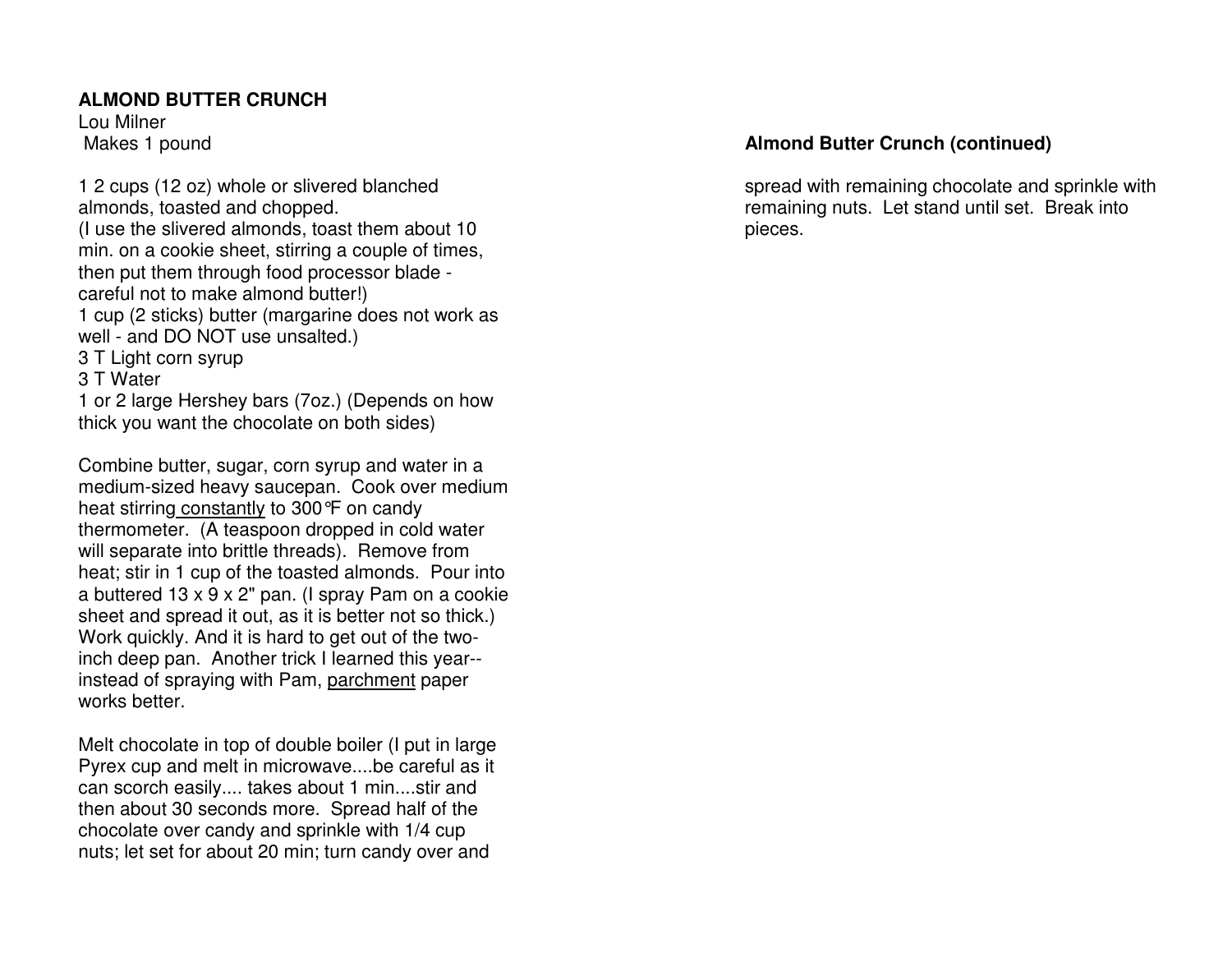**ALMOND BUTTER CRUNCH**

Lou Milner
Makes 1 pound

1 2 cups (12 oz) whole or slivered blanched almonds, toasted and chopped.
(I use the slivered almonds, toast them about 10 min. on a cookie sheet, stirring a couple of times, then put them through food processor blade - careful not to make almond butter!)
1 cup (2 sticks) butter (margarine does not work as well - and DO NOT use unsalted.)
3 T Light corn syrup
3 T Water
1 or 2 large Hershey bars (7oz.) (Depends on how thick you want the chocolate on both sides)

Combine butter, sugar, corn syrup and water in a medium-sized heavy saucepan. Cook over medium heat stirring constantly to 300°F on candy thermometer. (A teaspoon dropped in cold water will separate into brittle threads). Remove from heat; stir in 1 cup of the toasted almonds. Pour into a buttered 13 x 9 x 2" pan. (I spray Pam on a cookie sheet and spread it out, as it is better not so thick.) Work quickly. And it is hard to get out of the two-inch deep pan. Another trick I learned this year--instead of spraying with Pam, parchment paper works better.

Melt chocolate in top of double boiler (I put in large Pyrex cup and melt in microwave....be careful as it can scorch easily.... takes about 1 min....stir and then about 30 seconds more. Spread half of the chocolate over candy and sprinkle with 1/4 cup nuts; let set for about 20 min; turn candy over and

**Almond Butter Crunch (continued)**

spread with remaining chocolate and sprinkle with remaining nuts. Let stand until set. Break into pieces.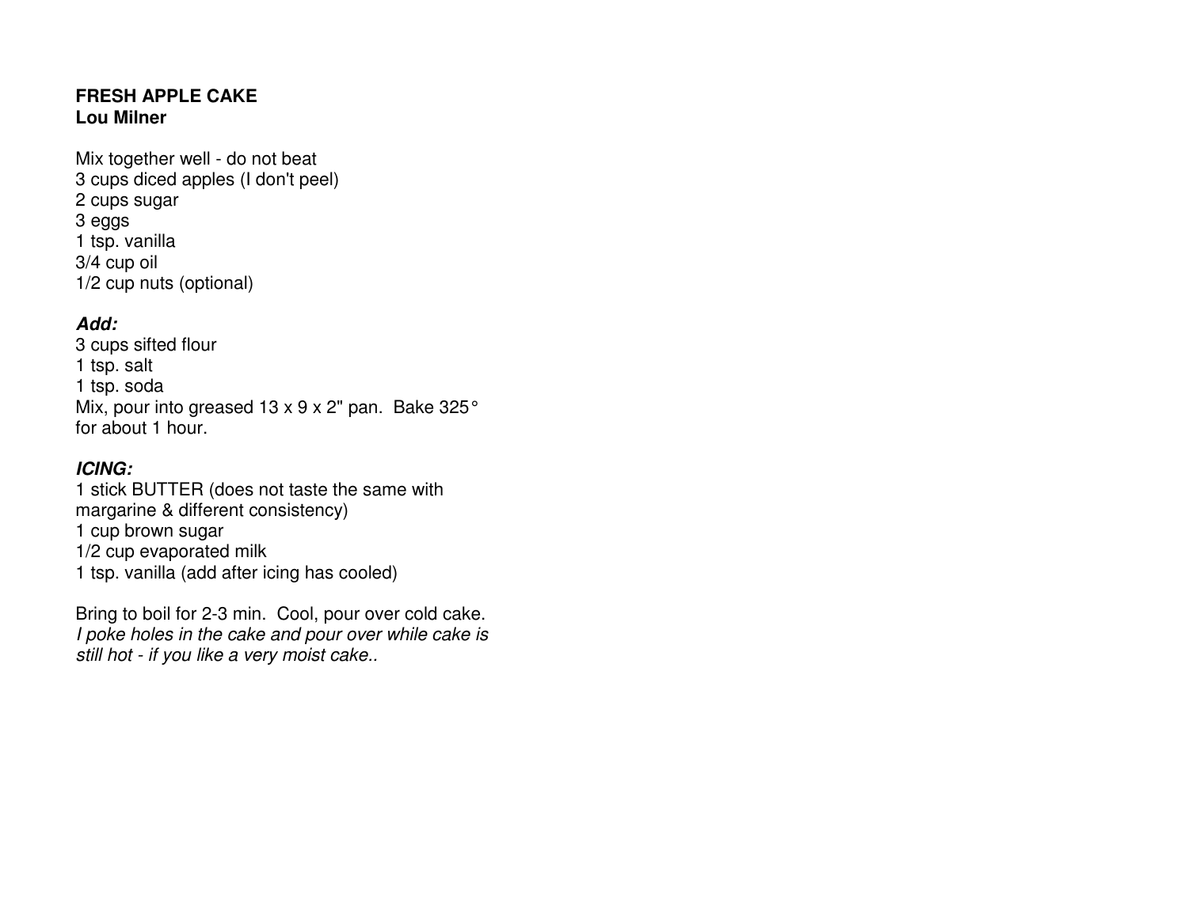**FRESH APPLE CAKE**
**Lou Milner**

Mix together well - do not beat
3 cups diced apples (I don't peel)
2 cups sugar
3 eggs
1 tsp. vanilla
3/4 cup oil
1/2 cup nuts (optional)

***Add:***
3 cups sifted flour
1 tsp. salt
1 tsp. soda
Mix, pour into greased 13 x 9 x 2" pan. Bake 325°
for about 1 hour.

***ICING:***
1 stick BUTTER (does not taste the same with
margarine & different consistency)
1 cup brown sugar
1/2 cup evaporated milk
1 tsp. vanilla (add after icing has cooled)

Bring to boil for 2-3 min. Cool, pour over cold cake.
*I poke holes in the cake and pour over while cake is
still hot - if you like a very moist cake..*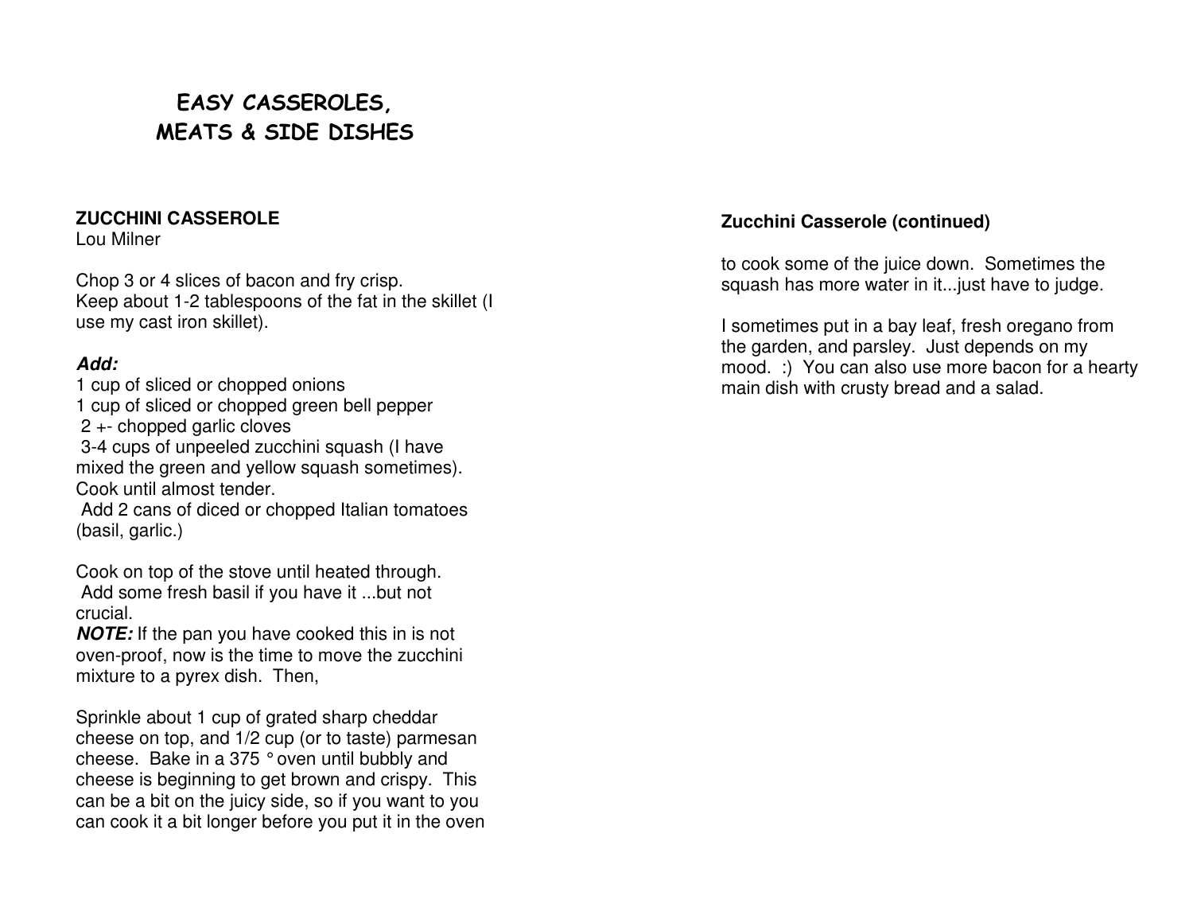# EASY CASSEROLES, MEATS & SIDE DISHES

**ZUCCHINI CASSEROLE**
Lou Milner

Chop 3 or 4 slices of bacon and fry crisp.
Keep about 1-2 tablespoons of the fat in the skillet (I use my cast iron skillet).

***Add:***
1 cup of sliced or chopped onions
1 cup of sliced or chopped green bell pepper
2 +- chopped garlic cloves
3-4 cups of unpeeled zucchini squash (I have mixed the green and yellow squash sometimes).
Cook until almost tender.
Add 2 cans of diced or chopped Italian tomatoes (basil, garlic.)

Cook on top of the stove until heated through.
Add some fresh basil if you have it ...but not crucial.
***NOTE:*** If the pan you have cooked this in is not oven-proof, now is the time to move the zucchini mixture to a pyrex dish. Then,

Sprinkle about 1 cup of grated sharp cheddar cheese on top, and 1/2 cup (or to taste) parmesan cheese. Bake in a 375 ° oven until bubbly and cheese is beginning to get brown and crispy. This can be a bit on the juicy side, so if you want to you can cook it a bit longer before you put it in the oven

**Zucchini Casserole (continued)**

to cook some of the juice down. Sometimes the squash has more water in it...just have to judge.

I sometimes put in a bay leaf, fresh oregano from the garden, and parsley. Just depends on my mood. :) You can also use more bacon for a hearty main dish with crusty bread and a salad.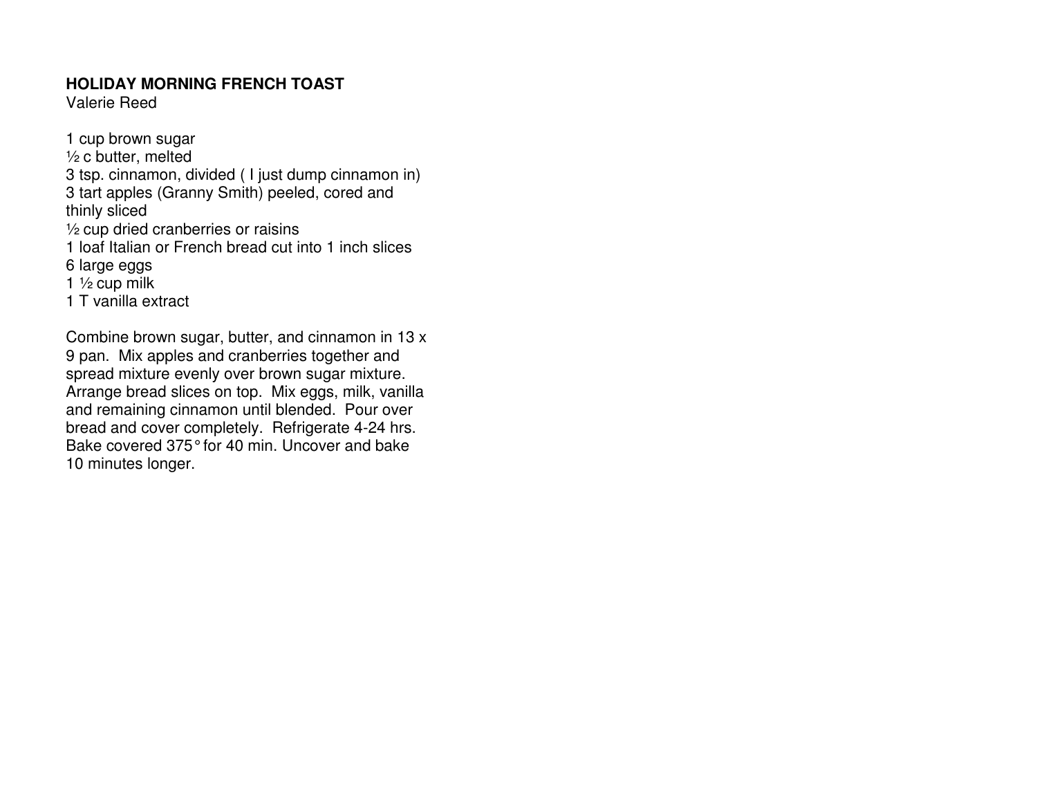**HOLIDAY MORNING FRENCH TOAST**
Valerie Reed

1 cup brown sugar
½ c butter, melted
3 tsp. cinnamon, divided ( I just dump cinnamon in)
3 tart apples (Granny Smith) peeled, cored and thinly sliced
½ cup dried cranberries or raisins
1 loaf Italian or French bread cut into 1 inch slices
6 large eggs
1 ½ cup milk
1 T vanilla extract

Combine brown sugar, butter, and cinnamon in 13 x 9 pan. Mix apples and cranberries together and spread mixture evenly over brown sugar mixture. Arrange bread slices on top. Mix eggs, milk, vanilla and remaining cinnamon until blended. Pour over bread and cover completely. Refrigerate 4-24 hrs. Bake covered 375° for 40 min. Uncover and bake 10 minutes longer.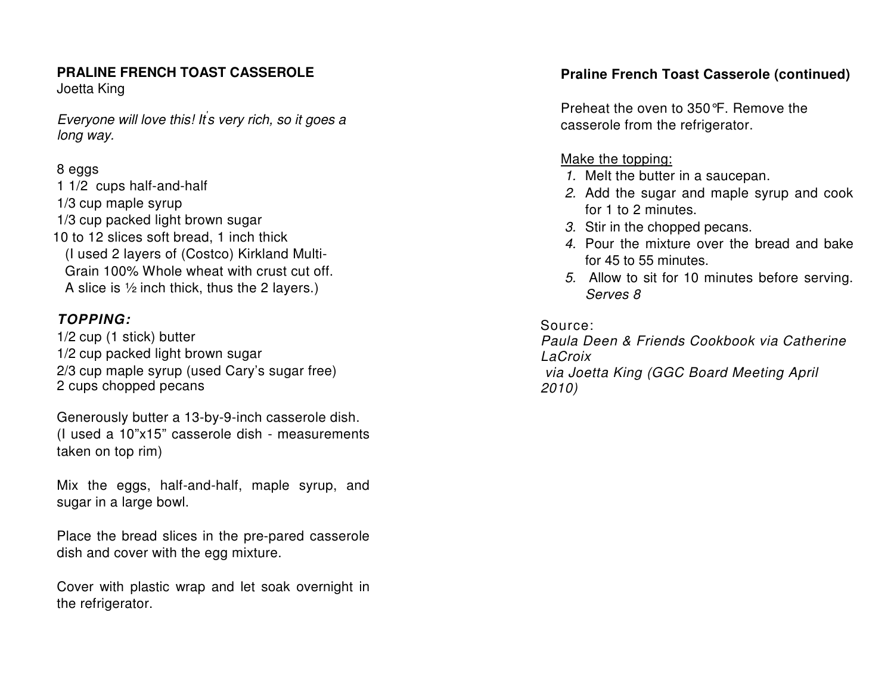# PRALINE FRENCH TOAST CASSEROLE

Joetta King

*Everyone will love this! It's very rich, so it goes a long way.*

8 eggs
1 1/2 cups half-and-half
1/3 cup maple syrup
1/3 cup packed light brown sugar
10 to 12 slices soft bread, 1 inch thick
(I used 2 layers of (Costco) Kirkland Multi-Grain 100% Whole wheat with crust cut off. A slice is ½ inch thick, thus the 2 layers.)

***TOPPING:***

1/2 cup (1 stick) butter
1/2 cup packed light brown sugar
2/3 cup maple syrup (used Cary's sugar free)
2 cups chopped pecans

Generously butter a 13-by-9-inch casserole dish. (I used a 10"x15" casserole dish - measurements taken on top rim)

Mix the eggs, half-and-half, maple syrup, and sugar in a large bowl.

Place the bread slices in the pre-pared casserole dish and cover with the egg mixture.

Cover with plastic wrap and let soak overnight in the refrigerator.

**Praline French Toast Casserole (continued)**

Preheat the oven to 350°F. Remove the casserole from the refrigerator.

Make the topping:

1. Melt the butter in a saucepan.
2. Add the sugar and maple syrup and cook for 1 to 2 minutes.
3. Stir in the chopped pecans.
4. Pour the mixture over the bread and bake for 45 to 55 minutes.
5. Allow to sit for 10 minutes before serving. *Serves 8*

Source:
*Paula Deen & Friends Cookbook via Catherine LaCroix via Joetta King (GGC Board Meeting April 2010)*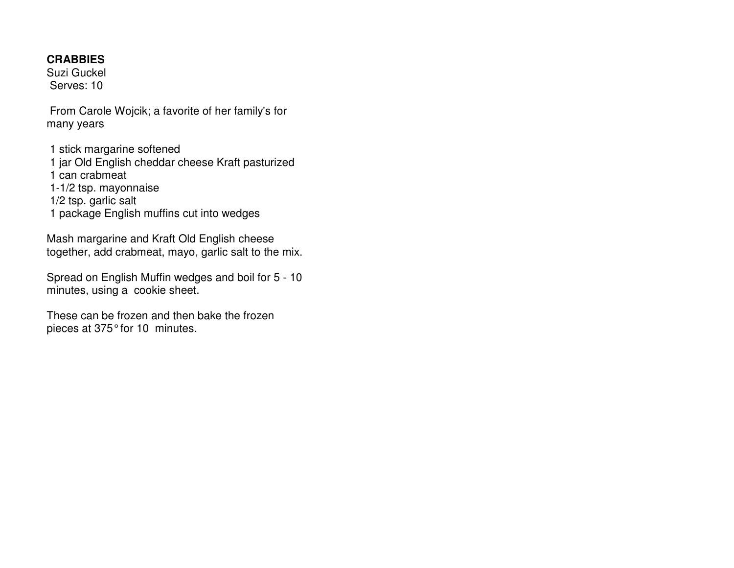**CRABBIES**

Suzi Guckel

Serves: 10

From Carole Wojcik; a favorite of her family's for many years

- 1 stick margarine softened
- 1 jar Old English cheddar cheese Kraft pasturized
- 1 can crabmeat
- 1-1/2 tsp. mayonnaise
- 1/2 tsp. garlic salt
- 1 package English muffins cut into wedges

Mash margarine and Kraft Old English cheese together, add crabmeat, mayo, garlic salt to the mix.

Spread on English Muffin wedges and boil for 5 - 10 minutes, using a cookie sheet.

These can be frozen and then bake the frozen pieces at 375° for 10 minutes.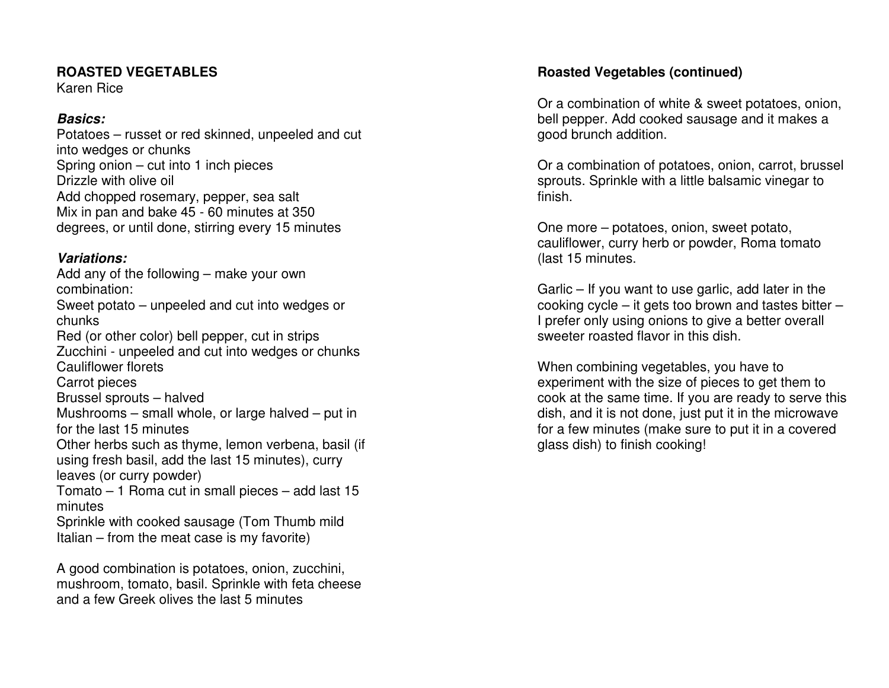## ROASTED VEGETABLES

Karen Rice

***Basics:***

Potatoes – russet or red skinned, unpeeled and cut into wedges or chunks
Spring onion – cut into 1 inch pieces
Drizzle with olive oil
Add chopped rosemary, pepper, sea salt
Mix in pan and bake 45 - 60 minutes at 350 degrees, or until done, stirring every 15 minutes

***Variations:***

Add any of the following – make your own combination:
Sweet potato – unpeeled and cut into wedges or chunks
Red (or other color) bell pepper, cut in strips
Zucchini - unpeeled and cut into wedges or chunks
Cauliflower florets
Carrot pieces
Brussel sprouts – halved
Mushrooms – small whole, or large halved – put in for the last 15 minutes
Other herbs such as thyme, lemon verbena, basil (if using fresh basil, add the last 15 minutes), curry leaves (or curry powder)
Tomato – 1 Roma cut in small pieces – add last 15 minutes
Sprinkle with cooked sausage (Tom Thumb mild Italian – from the meat case is my favorite)

A good combination is potatoes, onion, zucchini, mushroom, tomato, basil. Sprinkle with feta cheese and a few Greek olives the last 5 minutes

**Roasted Vegetables (continued)**

Or a combination of white & sweet potatoes, onion, bell pepper. Add cooked sausage and it makes a good brunch addition.

Or a combination of potatoes, onion, carrot, brussel sprouts. Sprinkle with a little balsamic vinegar to finish.

One more – potatoes, onion, sweet potato, cauliflower, curry herb or powder, Roma tomato (last 15 minutes.

Garlic – If you want to use garlic, add later in the cooking cycle – it gets too brown and tastes bitter – I prefer only using onions to give a better overall sweeter roasted flavor in this dish.

When combining vegetables, you have to experiment with the size of pieces to get them to cook at the same time. If you are ready to serve this dish, and it is not done, just put it in the microwave for a few minutes (make sure to put it in a covered glass dish) to finish cooking!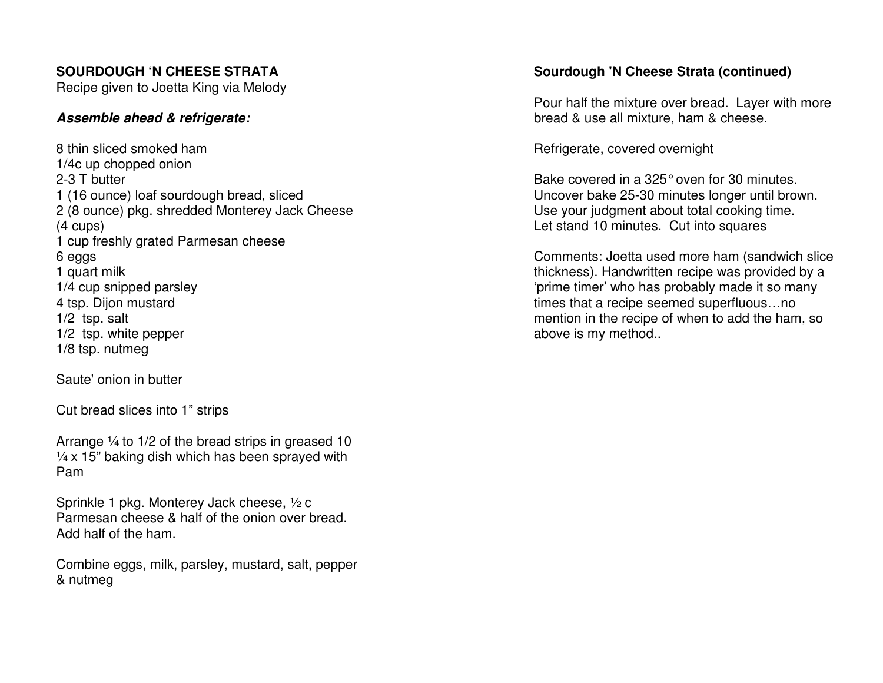**SOURDOUGH 'N CHEESE STRATA**
Recipe given to Joetta King via Melody

***Assemble ahead & refrigerate:***

8 thin sliced smoked ham
1/4c up chopped onion
2-3 T butter
1 (16 ounce) loaf sourdough bread, sliced
2 (8 ounce) pkg. shredded Monterey Jack Cheese (4 cups)
1 cup freshly grated Parmesan cheese
6 eggs
1 quart milk
1/4 cup snipped parsley
4 tsp. Dijon mustard
1/2 tsp. salt
1/2 tsp. white pepper
1/8 tsp. nutmeg

Saute' onion in butter

Cut bread slices into 1" strips

Arrange ¼ to 1/2 of the bread strips in greased 10 ¼ x 15" baking dish which has been sprayed with Pam

Sprinkle 1 pkg. Monterey Jack cheese, ½ c Parmesan cheese & half of the onion over bread. Add half of the ham.

Combine eggs, milk, parsley, mustard, salt, pepper & nutmeg

**Sourdough 'N Cheese Strata (continued)**

Pour half the mixture over bread. Layer with more bread & use all mixture, ham & cheese.

Refrigerate, covered overnight

Bake covered in a 325° oven for 30 minutes.
Uncover bake 25-30 minutes longer until brown.
Use your judgment about total cooking time.
Let stand 10 minutes. Cut into squares

Comments: Joetta used more ham (sandwich slice thickness). Handwritten recipe was provided by a 'prime timer' who has probably made it so many times that a recipe seemed superfluous…no mention in the recipe of when to add the ham, so above is my method..